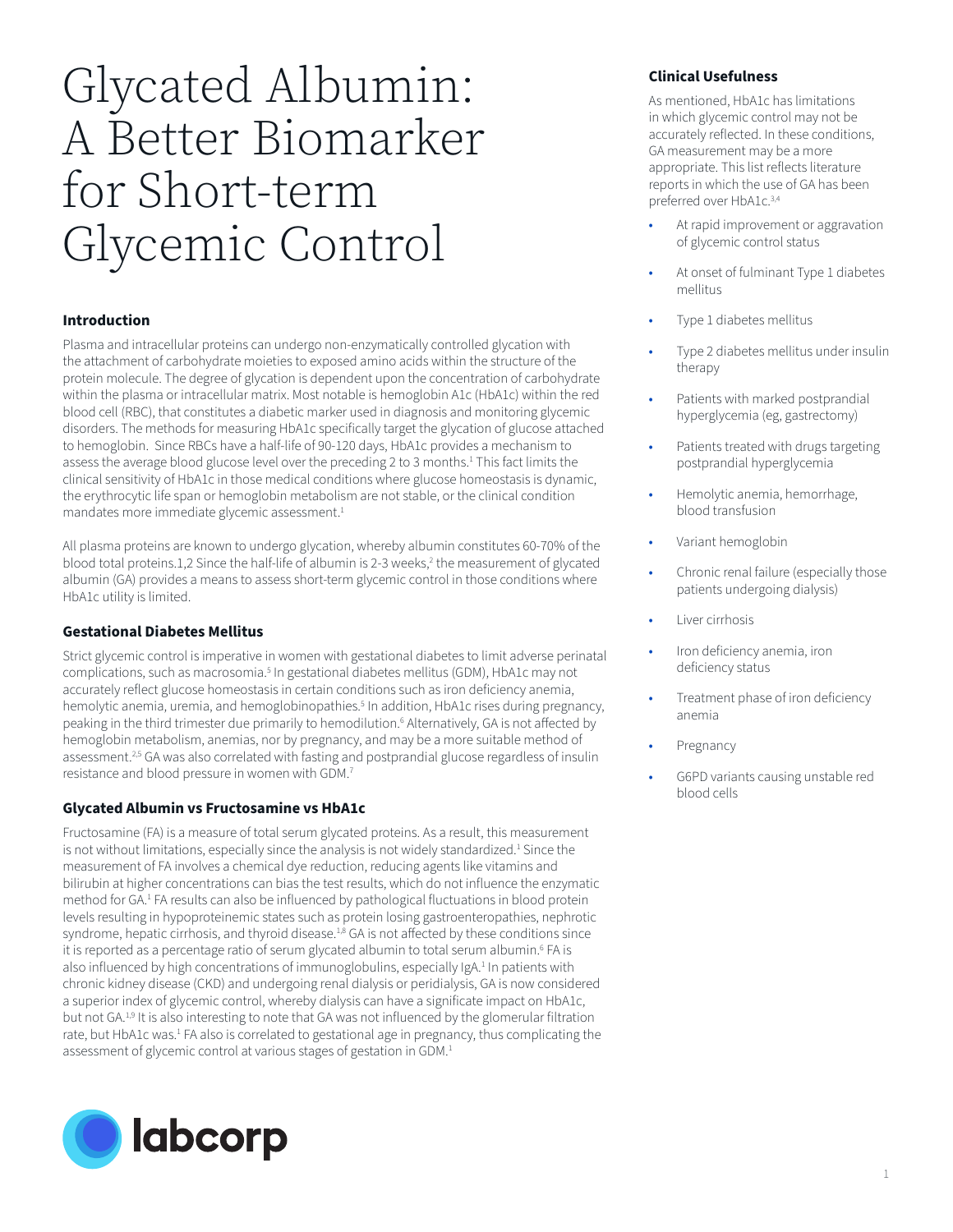# Glycated Albumin: A Better Biomarker for Short-term Glycemic Control

## Introduction

Plasma and intracellular proteins can undergo non-enzymatically controlled glycation with the attachment of carbohydrate moieties to exposed amino acids within the structure of the protein molecule. The degree of glycation is dependent upon the concentration of carbohydrate within the plasma or intracellular matrix. Most notable is hemoglobin A1c (HbA1c) within the red blood cell (RBC), that constitutes a diabetic marker used in diagnosis and monitoring glycemic disorders. The methods for measuring HbA1c specifically target the glycation of glucose attached to hemoglobin. Since RBCs have a half-life of 90-120 days, HbA1c provides a mechanism to assess the average blood glucose level over the preceding 2 to 3 months.[1] This fact limits the clinical sensitivity of HbA1c in those medical conditions where glucose homeostasis is dynamic, the erythrocytic life span or hemoglobin metabolism are not stable, or the clinical condition mandates more immediate glycemic assessment.[1]

All plasma proteins are known to undergo glycation, whereby albumin constitutes 60-70% of the blood total proteins.1,2 Since the half-life of albumin is 2-3 weeks,[2] the measurement of glycated albumin (GA) provides a means to assess short-term glycemic control in those conditions where HbA1c utility is limited.

## Gestational Diabetes Mellitus

Strict glycemic control is imperative in women with gestational diabetes to limit adverse perinatal complications, such as macrosomia.[5] In gestational diabetes mellitus (GDM), HbA1c may not accurately reflect glucose homeostasis in certain conditions such as iron deficiency anemia, hemolytic anemia, uremia, and hemoglobinopathies.[5] In addition, HbA1c rises during pregnancy, peaking in the third trimester due primarily to hemodilution.[6] Alternatively, GA is not affected by hemoglobin metabolism, anemias, nor by pregnancy, and may be a more suitable method of assessment.[2,5] GA was also correlated with fasting and postprandial glucose regardless of insulin resistance and blood pressure in women with GDM.[7]

## Glycated Albumin vs Fructosamine vs HbA1c

Fructosamine (FA) is a measure of total serum glycated proteins. As a result, this measurement is not without limitations, especially since the analysis is not widely standardized.[1] Since the measurement of FA involves a chemical dye reduction, reducing agents like vitamins and bilirubin at higher concentrations can bias the test results, which do not influence the enzymatic method for GA.[1] FA results can also be influenced by pathological fluctuations in blood protein levels resulting in hypoproteinemic states such as protein losing gastroenteropathies, nephrotic syndrome, hepatic cirrhosis, and thyroid disease.[1,8] GA is not affected by these conditions since it is reported as a percentage ratio of serum glycated albumin to total serum albumin.[6] FA is also influenced by high concentrations of immunoglobulins, especially IgA.[1] In patients with chronic kidney disease (CKD) and undergoing renal dialysis or peridialysis, GA is now considered a superior index of glycemic control, whereby dialysis can have a significate impact on HbA1c, but not GA.[1,9] It is also interesting to note that GA was not influenced by the glomerular filtration rate, but HbA1c was.[1] FA also is correlated to gestational age in pregnancy, thus complicating the assessment of glycemic control at various stages of gestation in GDM.[1]

## Clinical Usefulness

As mentioned, HbA1c has limitations in which glycemic control may not be accurately reflected. In these conditions, GA measurement may be a more appropriate. This list reflects literature reports in which the use of GA has been preferred over HbA1c.[3,4]

- At rapid improvement or aggravation of glycemic control status
- At onset of fulminant Type 1 diabetes mellitus
- Type 1 diabetes mellitus
- Type 2 diabetes mellitus under insulin therapy
- Patients with marked postprandial hyperglycemia (eg, gastrectomy)
- Patients treated with drugs targeting postprandial hyperglycemia
- Hemolytic anemia, hemorrhage, blood transfusion
- Variant hemoglobin
- Chronic renal failure (especially those patients undergoing dialysis)
- Liver cirrhosis
- Iron deficiency anemia, iron deficiency status
- Treatment phase of iron deficiency anemia
- Pregnancy
- G6PD variants causing unstable red blood cells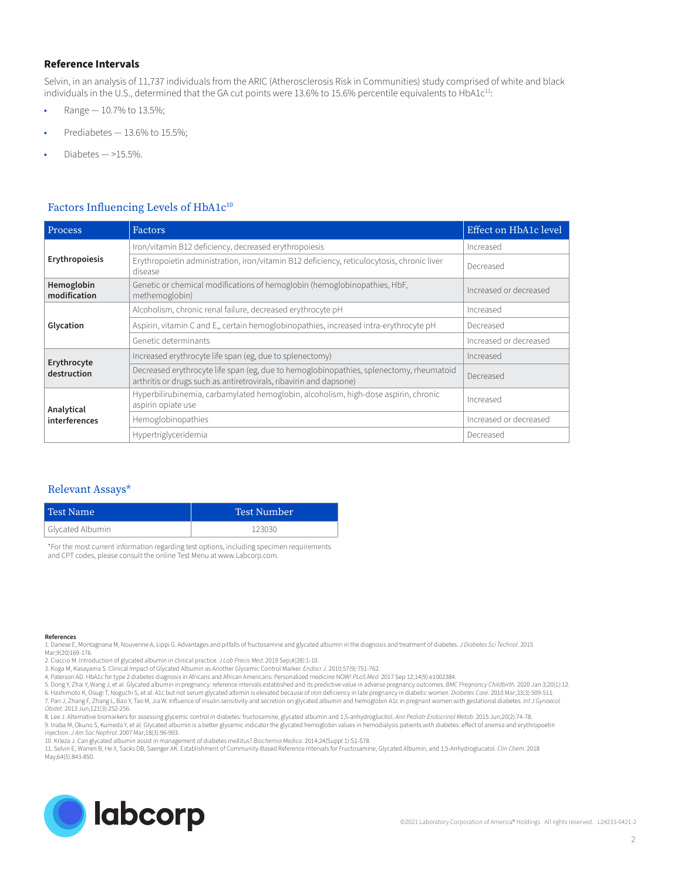### Reference Intervals

Selvin, in an analysis of 11,737 individuals from the ARIC (Atherosclerosis Risk in Communities) study comprised of white and black individuals in the U.S., determined that the GA cut points were 13.6% to 15.6% percentile equivalents to HbA1c[11]:

- Range — 10.7% to 13.5%;
- Prediabetes — 13.6% to 15.5%;
- Diabetes — >15.5%.

## Factors Influencing Levels of HbA1c[10]

| Process | Factors | Effect on HbA1c level |
|---|---|---|
| **Erythropoiesis** | Iron/vitamin B12 deficiency, decreased erythropoiesis | Increased |
| | Erythropoietin administration, iron/vitamin B12 deficiency, reticulocytosis, chronic liver disease | Decreased |
| **Hemoglobin modification** | Genetic or chemical modifications of hemoglobin (hemoglobinopathies, HbF, methemoglobin) | Increased or decreased |
| **Glycation** | Alcoholism, chronic renal failure, decreased erythrocyte pH | Increased |
| | Aspirin, vitamin C and E,, certain hemoglobinopathies, increased intra-erythrocyte pH | Decreased |
| | Genetic determinants | Increased or decreased |
| **Erythrocyte destruction** | Increased erythrocyte life span (eg, due to splenectomy) | Increased |
| | Decreased erythrocyte life span (eg, due to hemoglobinopathies, splenectomy, rheumatoid arthritis or drugs such as antiretrovirals, ribavirin and dapsone) | Decreased |
| **Analytical interferences** | Hyperbilirubinemia, carbamylated hemoglobin, alcoholism, high-dose aspirin, chronic aspirin opiate use | Increased |
| | Hemoglobinopathies | Increased or decreased |
| | Hypertriglyceridemia | Decreased |

## Relevant Assays*

| Test Name | Test Number |
|---|---|
| Glycated Albumin | 123030 |

*For the most current information regarding test options, including specimen requirements and CPT codes, please consult the online Test Menu at www.Labcorp.com.

**References**

1. Danese E, Montagnana M, Nouvenne A, Lippi G. Advantages and pitfalls of fructosamine and glycated albumin in the diagnosis and treatment of diabetes. *J Diabetes Sci Technol*. 2015 Mar;9(20)169-176.
2. Ciaccio M. Introduction of glycated albumin in clinical practice. *J Lab Precis Med*. 2019 Sep;4(28):1-10.
3. Koga M, Kasayama S. Clinical Impact of Glycated Albumin as Another Glycemic Control Marker. *Endocr J*. 2010;57(9):751-762.
4. Paterson AD. HbA1c for type 2 diabetes diagnosis in Africans and African Americans: Personalized medicine NOW! *PLoS Med*. 2017 Sep 12;14(9):e1002384.
5. Dong Y, Zhai Y, Wang J, et al. Glycated albumin in pregnancy: reference intervals established and its predictive value in adverse pregnancy outcomes. *BMC Pregnancy Childbirth*. 2020 Jan 3;20(1):12.
6. Hashimoto K, Osugi T, Noguchi S, et al. A1c but not serum glycated albumin is elevated because of iron deficiency in late pregnancy in diabetic women. *Diabetes Care*. 2010 Mar;33(3):509-511.
7. Pan J, Zhang F, Zhang L, Bao Y, Tao M, Jia W. Influence of insulin sensitivity and secretion on glycated albumin and hemoglobin A1c in pregnant women with gestational diabetes. *Int J Gynaecol Obstet*. 2013 Jun;121(3):252-256.
8. Lee J. Alternative biomarkers for assessing glycemic control in diabetes: fructosamine, glycated albumin and 1,5-anhydroglucitol. *Ann Pediatr Endocrinol Metab*. 2015 Jun;20(2):74-78.
9. Inaba M, Okuno S, Kumeda Y, et al. Glycated albumin is a better glycemic indicator the glycated hemoglobin values in hemodialysis patients with diabetes: effect of anemia and erythropoietin injection. *J Am Soc Nephrol*. 2007 Mar;18(3):96-903.
10. Krleza J. Can glycated albumin assist in management of diabetes mellitus? *Biochemia Medica*. 2014;24(Suppl 1):S1-S78.
11. Selvin E, Warren B, He X, Sacks DB, Saenger AK. Establishment of Community-Based Reference Intervals for Fructosamine, Glycated Albumin, and 1,5-Anhydroglucatol. *Clin Chem*. 2018 May;64(5):843-850.

labcorp

©2021 Laboratory Corporation of America® Holdings All rights reserved. L24233-0421-2